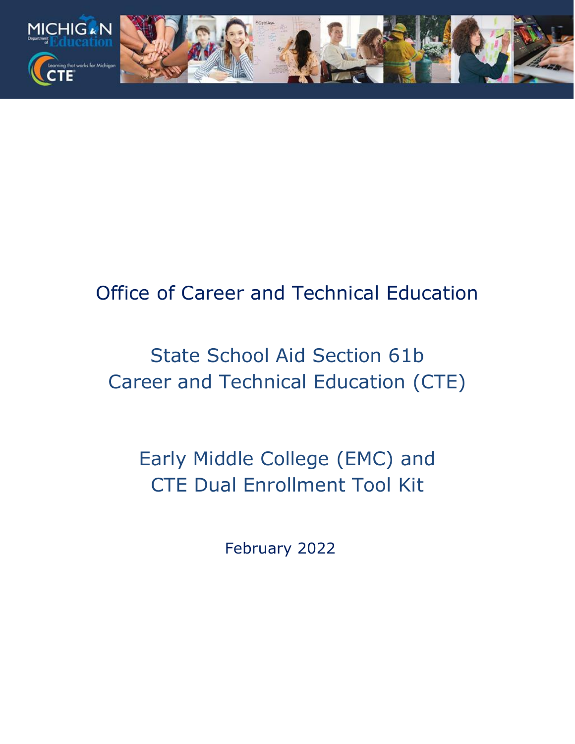# Office of Career and Technical Education

## State School Aid Section 61b
## Career and Technical Education (CTE)

## Early Middle College (EMC) and
## CTE Dual Enrollment Tool Kit

February 2022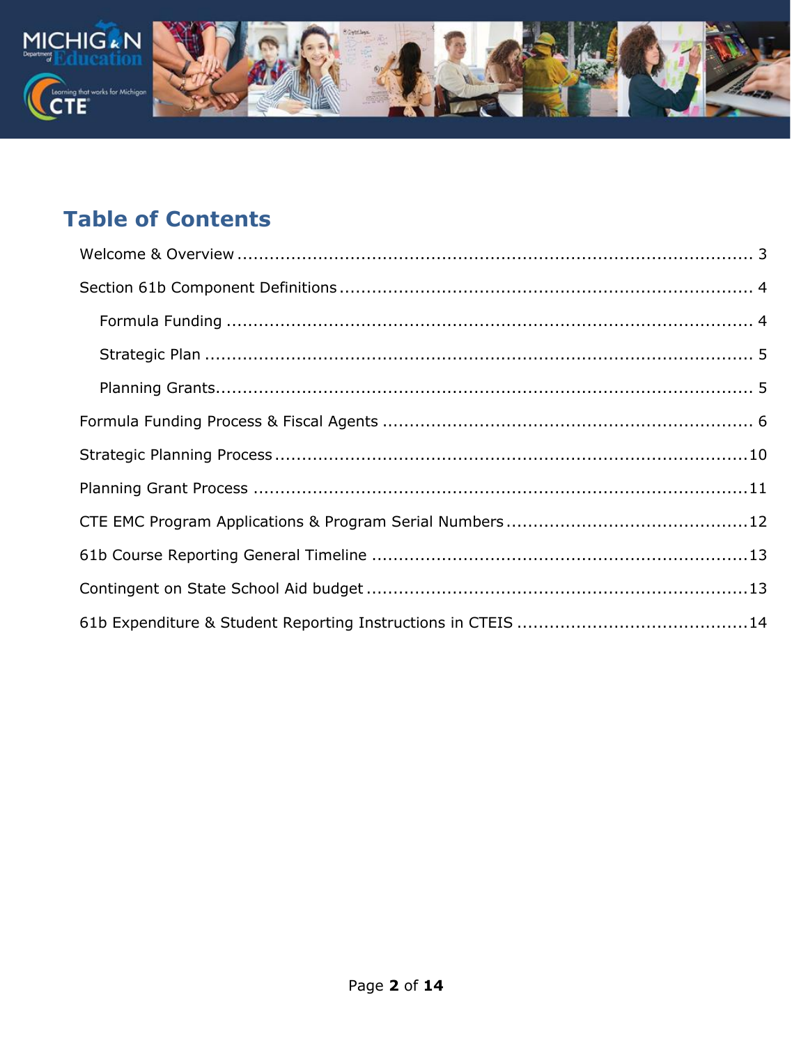## Table of Contents

- Welcome & Overview ........ 3
- Section 61b Component Definitions ........ 4
  - Formula Funding ........ 4
  - Strategic Plan ........ 5
  - Planning Grants ........ 5
- Formula Funding Process & Fiscal Agents ........ 6
- Strategic Planning Process ........ 10
- Planning Grant Process ........ 11
- CTE EMC Program Applications & Program Serial Numbers ........ 12
- 61b Course Reporting General Timeline ........ 13
- Contingent on State School Aid budget ........ 13
- 61b Expenditure & Student Reporting Instructions in CTEIS ........ 14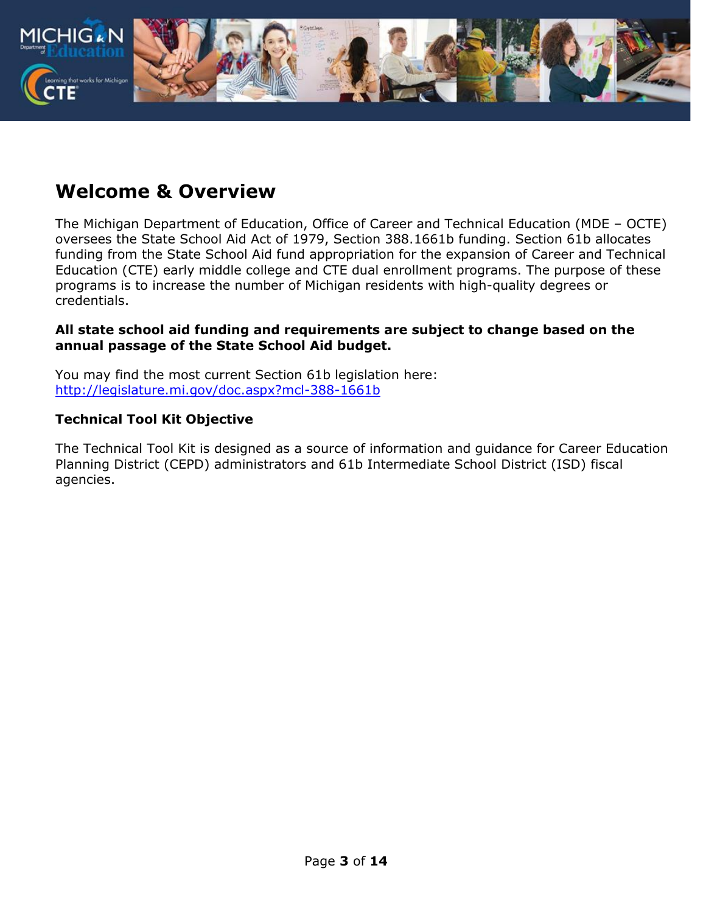## Welcome & Overview

The Michigan Department of Education, Office of Career and Technical Education (MDE – OCTE) oversees the State School Aid Act of 1979, Section 388.1661b funding. Section 61b allocates funding from the State School Aid fund appropriation for the expansion of Career and Technical Education (CTE) early middle college and CTE dual enrollment programs. The purpose of these programs is to increase the number of Michigan residents with high-quality degrees or credentials.

**All state school aid funding and requirements are subject to change based on the annual passage of the State School Aid budget.**

You may find the most current Section 61b legislation here: [http://legislature.mi.gov/doc.aspx?mcl-388-1661b](http://legislature.mi.gov/doc.aspx?mcl-388-1661b)

**Technical Tool Kit Objective**

The Technical Tool Kit is designed as a source of information and guidance for Career Education Planning District (CEPD) administrators and 61b Intermediate School District (ISD) fiscal agencies.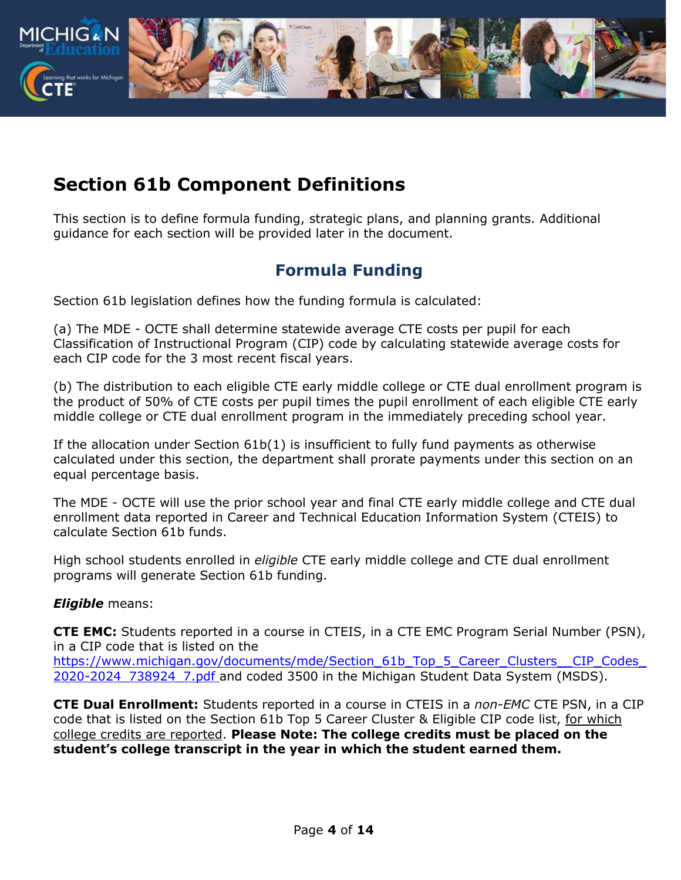# Section 61b Component Definitions

This section is to define formula funding, strategic plans, and planning grants. Additional guidance for each section will be provided later in the document.

## Formula Funding

Section 61b legislation defines how the funding formula is calculated:

(a) The MDE - OCTE shall determine statewide average CTE costs per pupil for each Classification of Instructional Program (CIP) code by calculating statewide average costs for each CIP code for the 3 most recent fiscal years.

(b) The distribution to each eligible CTE early middle college or CTE dual enrollment program is the product of 50% of CTE costs per pupil times the pupil enrollment of each eligible CTE early middle college or CTE dual enrollment program in the immediately preceding school year.

If the allocation under Section 61b(1) is insufficient to fully fund payments as otherwise calculated under this section, the department shall prorate payments under this section on an equal percentage basis.

The MDE - OCTE will use the prior school year and final CTE early middle college and CTE dual enrollment data reported in Career and Technical Education Information System (CTEIS) to calculate Section 61b funds.

High school students enrolled in *eligible* CTE early middle college and CTE dual enrollment programs will generate Section 61b funding.

***Eligible*** means:

**CTE EMC:** Students reported in a course in CTEIS, in a CTE EMC Program Serial Number (PSN), in a CIP code that is listed on the https://www.michigan.gov/documents/mde/Section_61b_Top_5_Career_Clusters__CIP_Codes_2020-2024_738924_7.pdf and coded 3500 in the Michigan Student Data System (MSDS).

**CTE Dual Enrollment:** Students reported in a course in CTEIS in a *non-EMC* CTE PSN, in a CIP code that is listed on the Section 61b Top 5 Career Cluster & Eligible CIP code list, for which college credits are reported. **Please Note: The college credits must be placed on the student's college transcript in the year in which the student earned them.**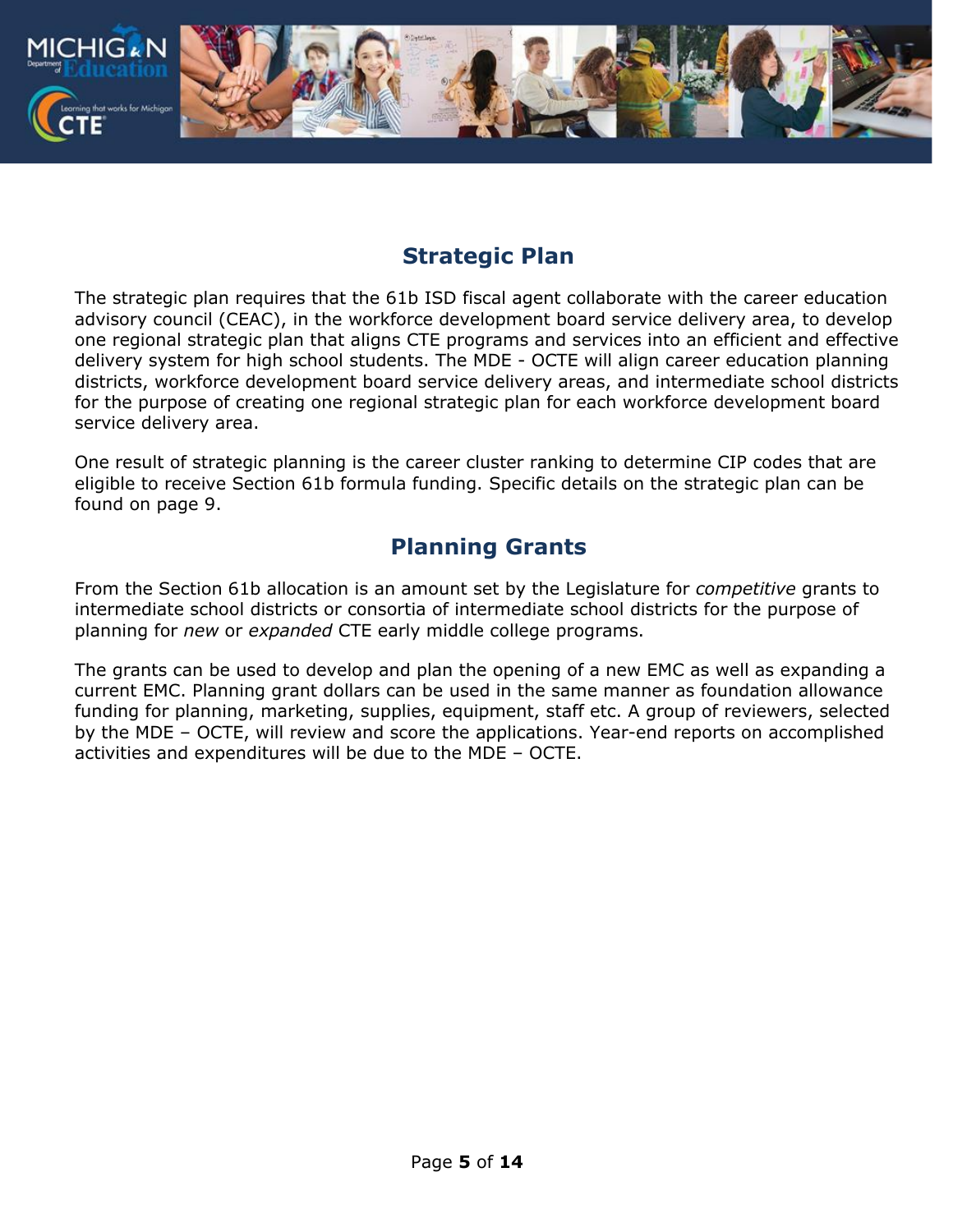## Strategic Plan

The strategic plan requires that the 61b ISD fiscal agent collaborate with the career education advisory council (CEAC), in the workforce development board service delivery area, to develop one regional strategic plan that aligns CTE programs and services into an efficient and effective delivery system for high school students. The MDE - OCTE will align career education planning districts, workforce development board service delivery areas, and intermediate school districts for the purpose of creating one regional strategic plan for each workforce development board service delivery area.

One result of strategic planning is the career cluster ranking to determine CIP codes that are eligible to receive Section 61b formula funding. Specific details on the strategic plan can be found on page 9.

## Planning Grants

From the Section 61b allocation is an amount set by the Legislature for *competitive* grants to intermediate school districts or consortia of intermediate school districts for the purpose of planning for *new* or *expanded* CTE early middle college programs.

The grants can be used to develop and plan the opening of a new EMC as well as expanding a current EMC. Planning grant dollars can be used in the same manner as foundation allowance funding for planning, marketing, supplies, equipment, staff etc. A group of reviewers, selected by the MDE – OCTE, will review and score the applications. Year-end reports on accomplished activities and expenditures will be due to the MDE – OCTE.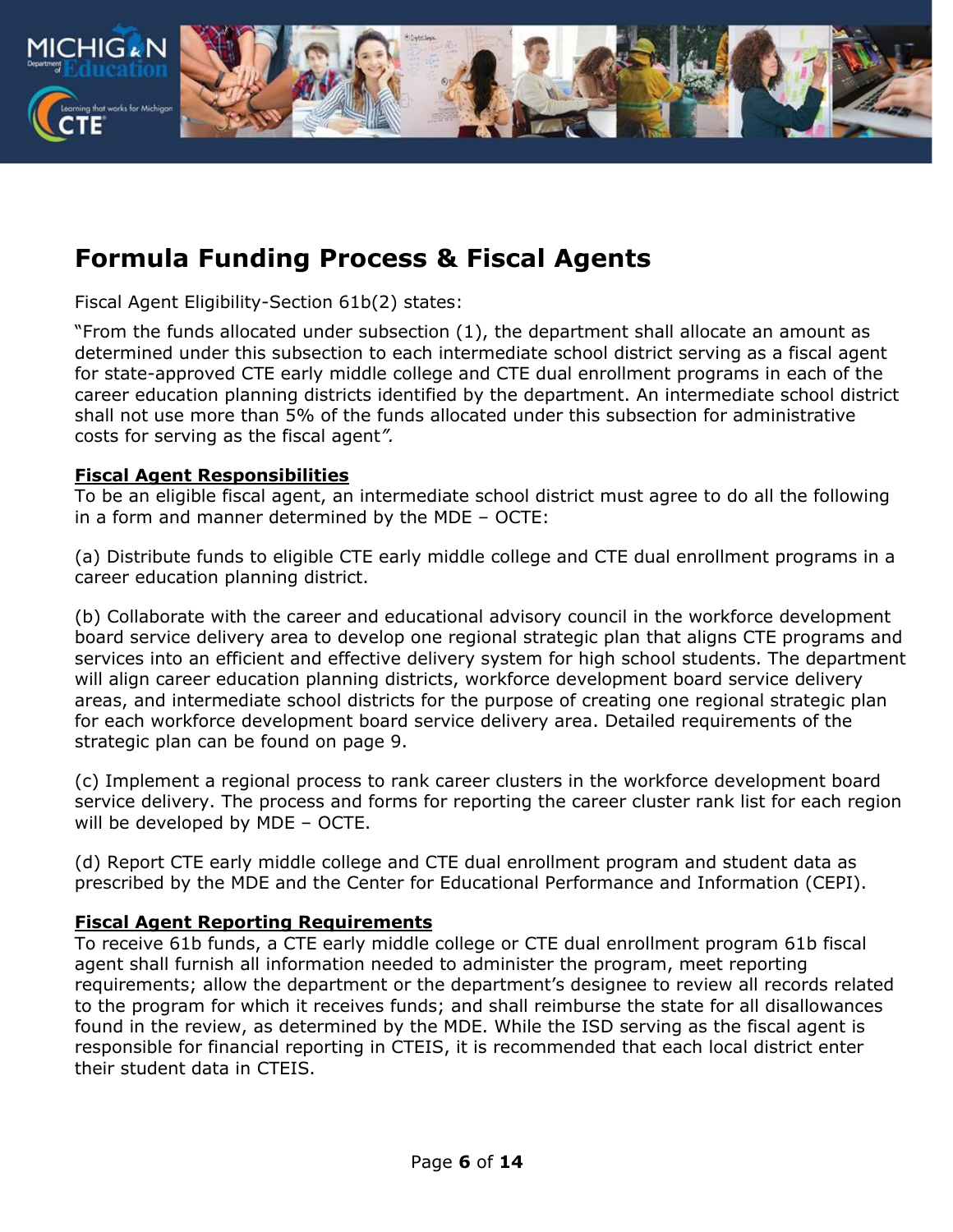## Formula Funding Process & Fiscal Agents

Fiscal Agent Eligibility-Section 61b(2) states:

"From the funds allocated under subsection (1), the department shall allocate an amount as determined under this subsection to each intermediate school district serving as a fiscal agent for state-approved CTE early middle college and CTE dual enrollment programs in each of the career education planning districts identified by the department. An intermediate school district shall not use more than 5% of the funds allocated under this subsection for administrative costs for serving as the fiscal agent*".*

**Fiscal Agent Responsibilities**

To be an eligible fiscal agent, an intermediate school district must agree to do all the following in a form and manner determined by the MDE – OCTE:

(a) Distribute funds to eligible CTE early middle college and CTE dual enrollment programs in a career education planning district.

(b) Collaborate with the career and educational advisory council in the workforce development board service delivery area to develop one regional strategic plan that aligns CTE programs and services into an efficient and effective delivery system for high school students. The department will align career education planning districts, workforce development board service delivery areas, and intermediate school districts for the purpose of creating one regional strategic plan for each workforce development board service delivery area. Detailed requirements of the strategic plan can be found on page 9.

(c) Implement a regional process to rank career clusters in the workforce development board service delivery. The process and forms for reporting the career cluster rank list for each region will be developed by MDE – OCTE.

(d) Report CTE early middle college and CTE dual enrollment program and student data as prescribed by the MDE and the Center for Educational Performance and Information (CEPI).

**Fiscal Agent Reporting Requirements**

To receive 61b funds, a CTE early middle college or CTE dual enrollment program 61b fiscal agent shall furnish all information needed to administer the program, meet reporting requirements; allow the department or the department's designee to review all records related to the program for which it receives funds; and shall reimburse the state for all disallowances found in the review, as determined by the MDE. While the ISD serving as the fiscal agent is responsible for financial reporting in CTEIS, it is recommended that each local district enter their student data in CTEIS.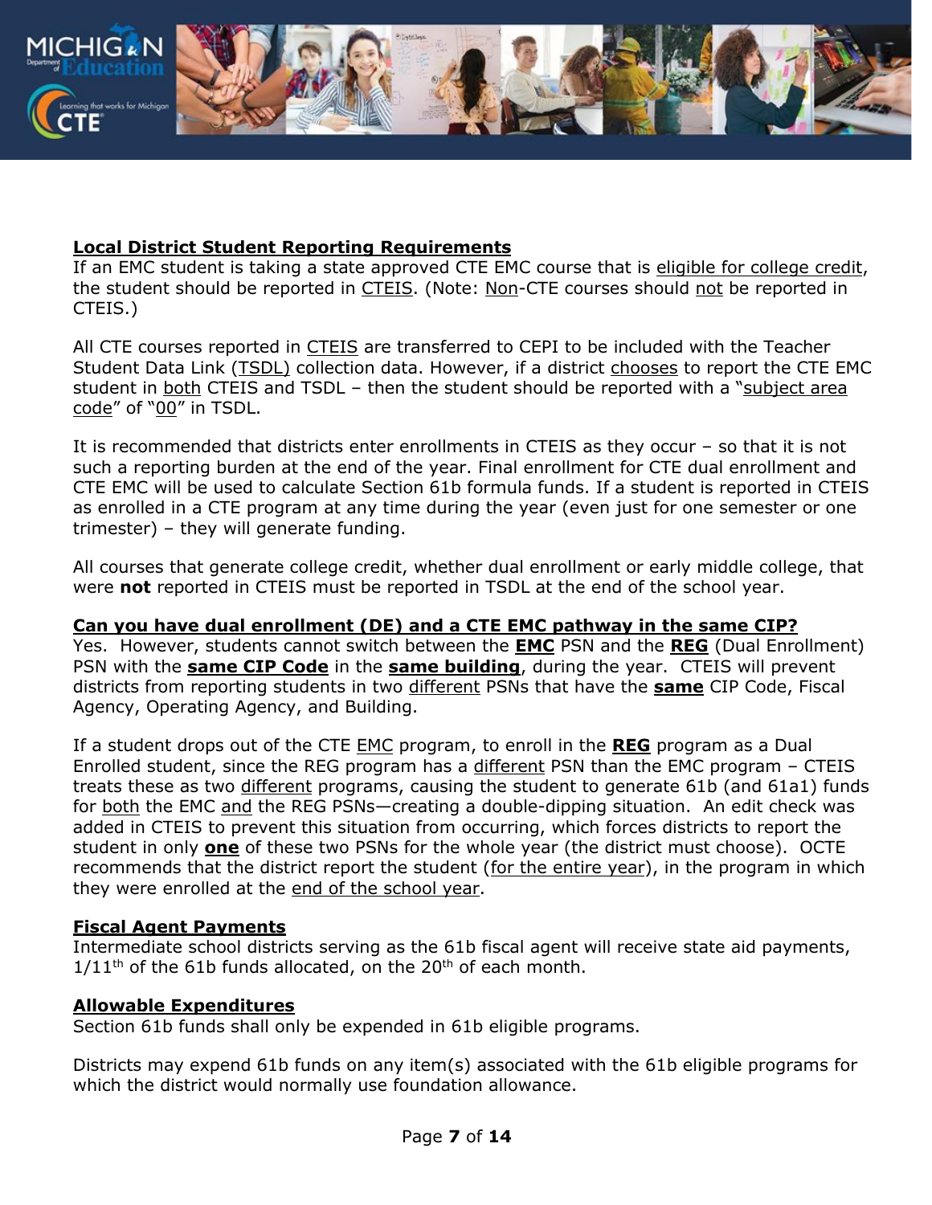## Local District Student Reporting Requirements

If an EMC student is taking a state approved CTE EMC course that is eligible for college credit, the student should be reported in CTEIS. (Note: Non-CTE courses should not be reported in CTEIS.)

All CTE courses reported in CTEIS are transferred to CEPI to be included with the Teacher Student Data Link (TSDL) collection data. However, if a district chooses to report the CTE EMC student in both CTEIS and TSDL – then the student should be reported with a "subject area code" of "00" in TSDL.

It is recommended that districts enter enrollments in CTEIS as they occur – so that it is not such a reporting burden at the end of the year. Final enrollment for CTE dual enrollment and CTE EMC will be used to calculate Section 61b formula funds. If a student is reported in CTEIS as enrolled in a CTE program at any time during the year (even just for one semester or one trimester) – they will generate funding.

All courses that generate college credit, whether dual enrollment or early middle college, that were **not** reported in CTEIS must be reported in TSDL at the end of the school year.

## Can you have dual enrollment (DE) and a CTE EMC pathway in the same CIP?

Yes. However, students cannot switch between the **EMC** PSN and the **REG** (Dual Enrollment) PSN with the **same CIP Code** in the **same building**, during the year. CTEIS will prevent districts from reporting students in two different PSNs that have the **same** CIP Code, Fiscal Agency, Operating Agency, and Building.

If a student drops out of the CTE EMC program, to enroll in the **REG** program as a Dual Enrolled student, since the REG program has a different PSN than the EMC program – CTEIS treats these as two different programs, causing the student to generate 61b (and 61a1) funds for both the EMC and the REG PSNs—creating a double-dipping situation. An edit check was added in CTEIS to prevent this situation from occurring, which forces districts to report the student in only **one** of these two PSNs for the whole year (the district must choose). OCTE recommends that the district report the student (for the entire year), in the program in which they were enrolled at the end of the school year.

## Fiscal Agent Payments

Intermediate school districts serving as the 61b fiscal agent will receive state aid payments, 1/11th of the 61b funds allocated, on the 20th of each month.

## Allowable Expenditures

Section 61b funds shall only be expended in 61b eligible programs.

Districts may expend 61b funds on any item(s) associated with the 61b eligible programs for which the district would normally use foundation allowance.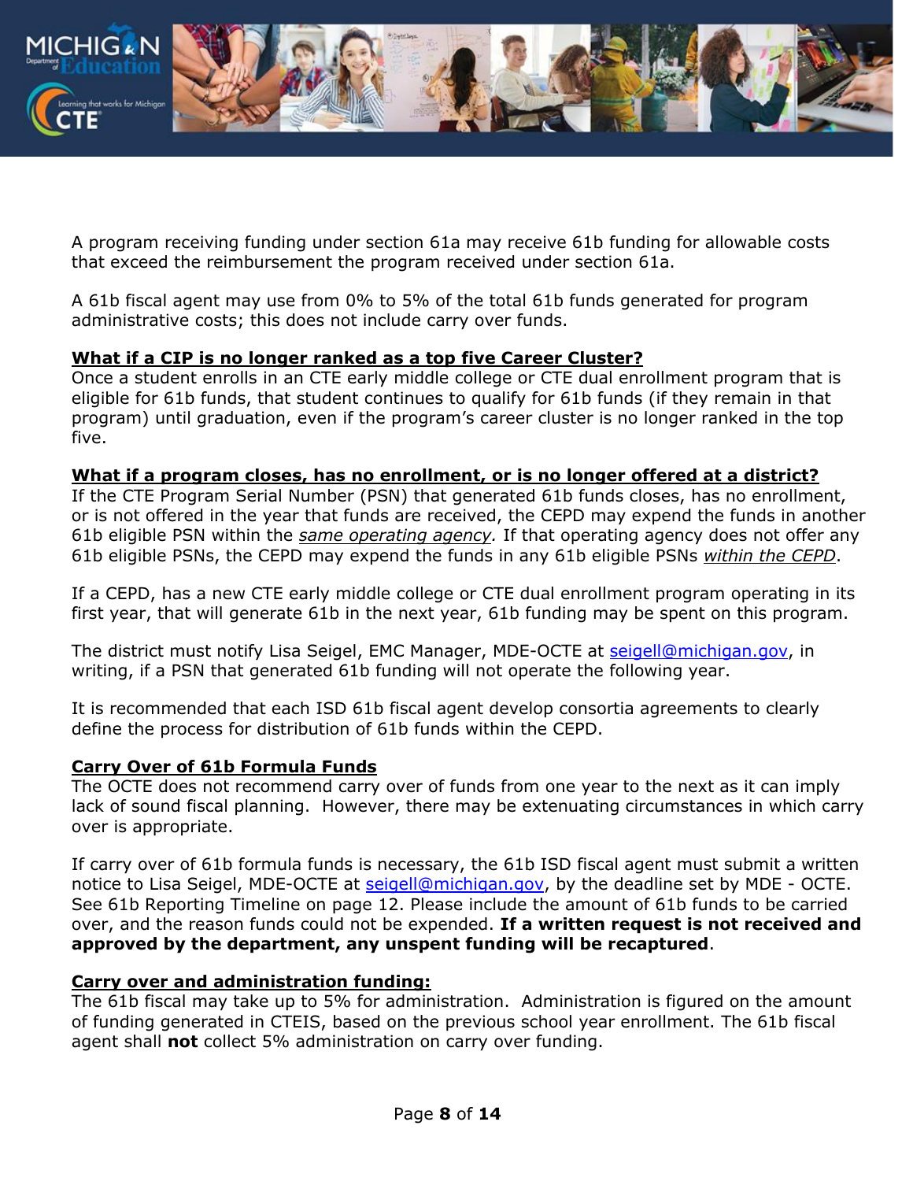A program receiving funding under section 61a may receive 61b funding for allowable costs that exceed the reimbursement the program received under section 61a.

A 61b fiscal agent may use from 0% to 5% of the total 61b funds generated for program administrative costs; this does not include carry over funds.

**What if a CIP is no longer ranked as a top five Career Cluster?**

Once a student enrolls in an CTE early middle college or CTE dual enrollment program that is eligible for 61b funds, that student continues to qualify for 61b funds (if they remain in that program) until graduation, even if the program's career cluster is no longer ranked in the top five.

**What if a program closes, has no enrollment, or is no longer offered at a district?**

If the CTE Program Serial Number (PSN) that generated 61b funds closes, has no enrollment, or is not offered in the year that funds are received, the CEPD may expend the funds in another 61b eligible PSN within the *same operating agency.* If that operating agency does not offer any 61b eligible PSNs, the CEPD may expend the funds in any 61b eligible PSNs *within the CEPD*.

If a CEPD, has a new CTE early middle college or CTE dual enrollment program operating in its first year, that will generate 61b in the next year, 61b funding may be spent on this program.

The district must notify Lisa Seigel, EMC Manager, MDE-OCTE at seigell@michigan.gov, in writing, if a PSN that generated 61b funding will not operate the following year.

It is recommended that each ISD 61b fiscal agent develop consortia agreements to clearly define the process for distribution of 61b funds within the CEPD.

**Carry Over of 61b Formula Funds**

The OCTE does not recommend carry over of funds from one year to the next as it can imply lack of sound fiscal planning. However, there may be extenuating circumstances in which carry over is appropriate.

If carry over of 61b formula funds is necessary, the 61b ISD fiscal agent must submit a written notice to Lisa Seigel, MDE-OCTE at seigell@michigan.gov, by the deadline set by MDE - OCTE. See 61b Reporting Timeline on page 12. Please include the amount of 61b funds to be carried over, and the reason funds could not be expended. **If a written request is not received and approved by the department, any unspent funding will be recaptured**.

**Carry over and administration funding:**

The 61b fiscal may take up to 5% for administration. Administration is figured on the amount of funding generated in CTEIS, based on the previous school year enrollment. The 61b fiscal agent shall **not** collect 5% administration on carry over funding.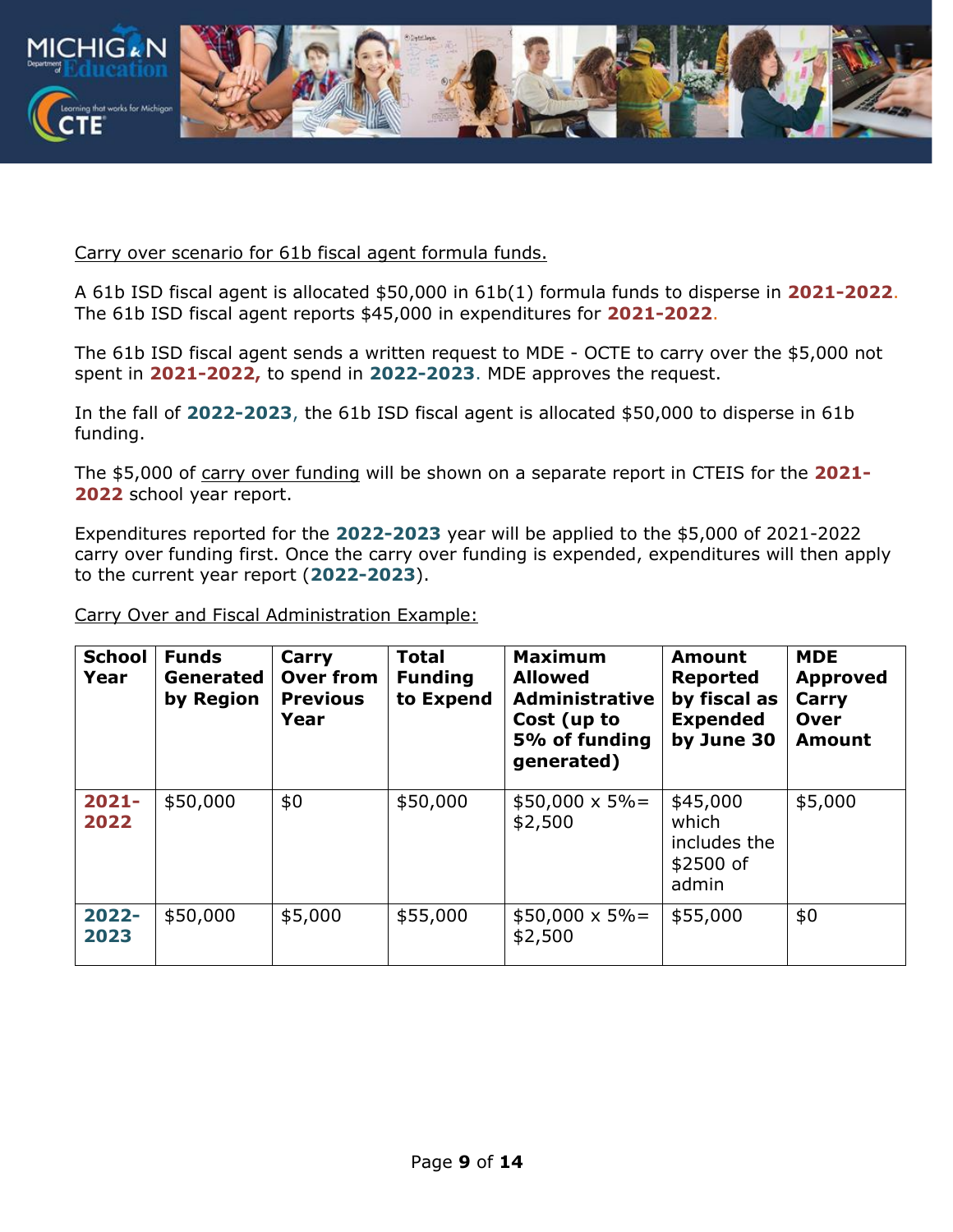Carry over scenario for 61b fiscal agent formula funds.

A 61b ISD fiscal agent is allocated $50,000 in 61b(1) formula funds to disperse in **2021-2022**. The 61b ISD fiscal agent reports $45,000 in expenditures for **2021-2022**.

The 61b ISD fiscal agent sends a written request to MDE - OCTE to carry over the $5,000 not spent in **2021-2022,** to spend in **2022-2023**. MDE approves the request.

In the fall of **2022-2023**, the 61b ISD fiscal agent is allocated $50,000 to disperse in 61b funding.

The $5,000 of carry over funding will be shown on a separate report in CTEIS for the **2021-2022** school year report.

Expenditures reported for the **2022-2023** year will be applied to the $5,000 of 2021-2022 carry over funding first. Once the carry over funding is expended, expenditures will then apply to the current year report (**2022-2023**).

Carry Over and Fiscal Administration Example:

| School Year | Funds Generated by Region | Carry Over from Previous Year | Total Funding to Expend | Maximum Allowed Administrative Cost (up to 5% of funding generated) | Amount Reported by fiscal as Expended by June 30 | MDE Approved Carry Over Amount |
|---|---|---|---|---|---|---|
| **2021-2022** | $50,000 | $0 | $50,000 | $50,000 x 5%= $2,500 | $45,000 which includes the $2500 of admin | $5,000 |
| **2022-2023** | $50,000 | $5,000 | $55,000 | $50,000 x 5%= $2,500 | $55,000 | $0 |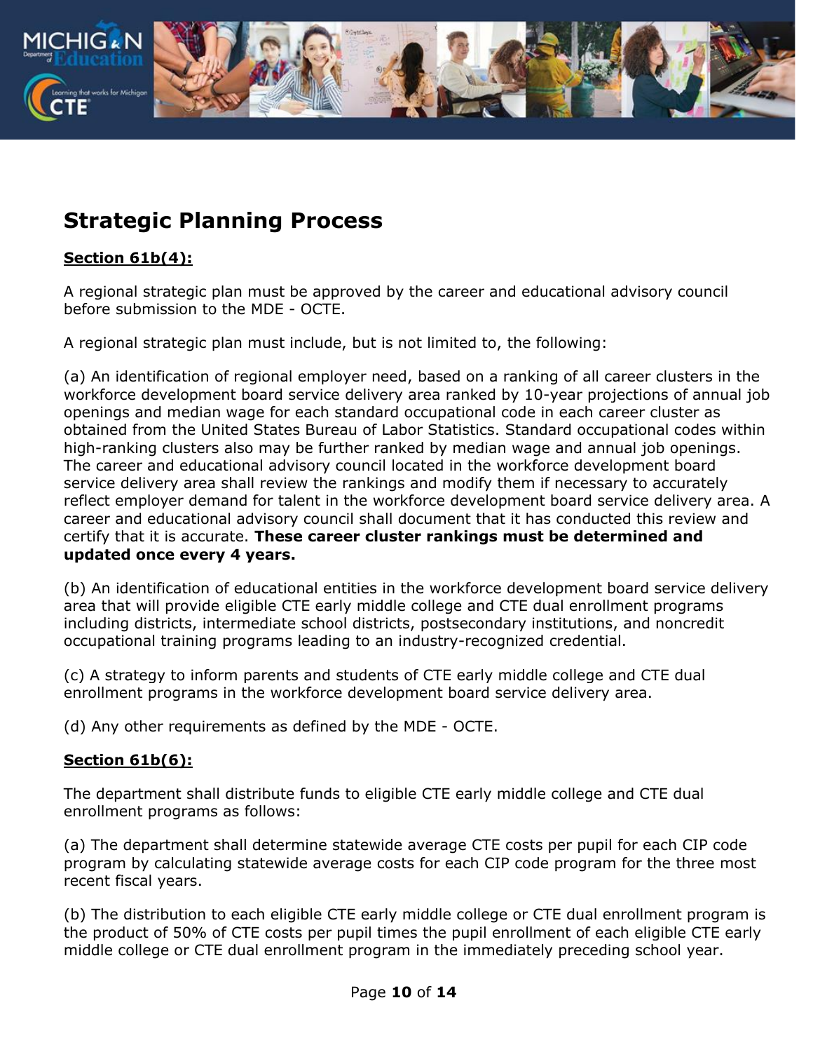## Strategic Planning Process

**Section 61b(4):**

A regional strategic plan must be approved by the career and educational advisory council before submission to the MDE - OCTE.

A regional strategic plan must include, but is not limited to, the following:

(a) An identification of regional employer need, based on a ranking of all career clusters in the workforce development board service delivery area ranked by 10-year projections of annual job openings and median wage for each standard occupational code in each career cluster as obtained from the United States Bureau of Labor Statistics. Standard occupational codes within high-ranking clusters also may be further ranked by median wage and annual job openings. The career and educational advisory council located in the workforce development board service delivery area shall review the rankings and modify them if necessary to accurately reflect employer demand for talent in the workforce development board service delivery area. A career and educational advisory council shall document that it has conducted this review and certify that it is accurate. **These career cluster rankings must be determined and updated once every 4 years.**

(b) An identification of educational entities in the workforce development board service delivery area that will provide eligible CTE early middle college and CTE dual enrollment programs including districts, intermediate school districts, postsecondary institutions, and noncredit occupational training programs leading to an industry-recognized credential.

(c) A strategy to inform parents and students of CTE early middle college and CTE dual enrollment programs in the workforce development board service delivery area.

(d) Any other requirements as defined by the MDE - OCTE.

**Section 61b(6):**

The department shall distribute funds to eligible CTE early middle college and CTE dual enrollment programs as follows:

(a) The department shall determine statewide average CTE costs per pupil for each CIP code program by calculating statewide average costs for each CIP code program for the three most recent fiscal years.

(b) The distribution to each eligible CTE early middle college or CTE dual enrollment program is the product of 50% of CTE costs per pupil times the pupil enrollment of each eligible CTE early middle college or CTE dual enrollment program in the immediately preceding school year.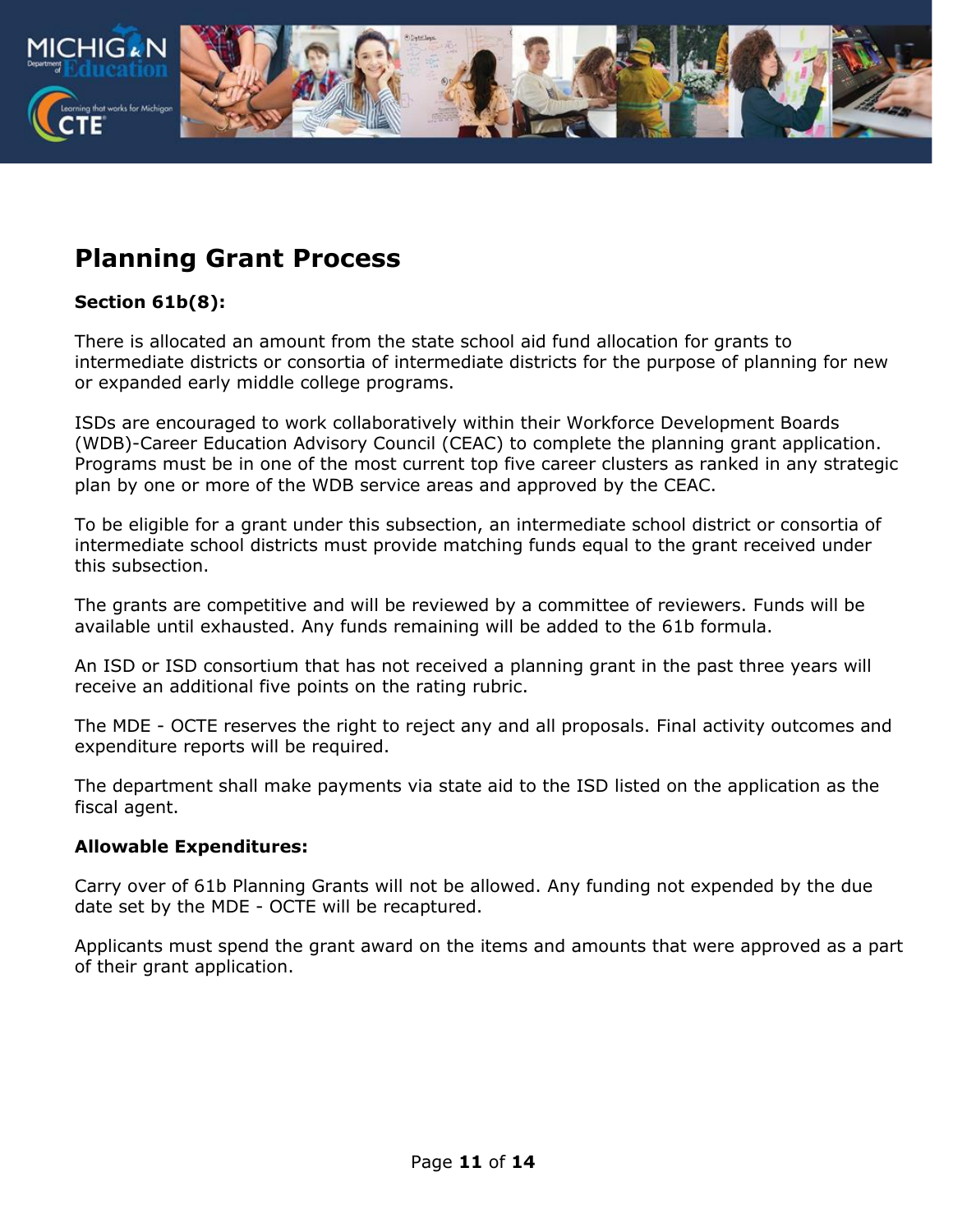## Planning Grant Process

**Section 61b(8):**

There is allocated an amount from the state school aid fund allocation for grants to intermediate districts or consortia of intermediate districts for the purpose of planning for new or expanded early middle college programs.

ISDs are encouraged to work collaboratively within their Workforce Development Boards (WDB)-Career Education Advisory Council (CEAC) to complete the planning grant application. Programs must be in one of the most current top five career clusters as ranked in any strategic plan by one or more of the WDB service areas and approved by the CEAC.

To be eligible for a grant under this subsection, an intermediate school district or consortia of intermediate school districts must provide matching funds equal to the grant received under this subsection.

The grants are competitive and will be reviewed by a committee of reviewers. Funds will be available until exhausted. Any funds remaining will be added to the 61b formula.

An ISD or ISD consortium that has not received a planning grant in the past three years will receive an additional five points on the rating rubric.

The MDE - OCTE reserves the right to reject any and all proposals. Final activity outcomes and expenditure reports will be required.

The department shall make payments via state aid to the ISD listed on the application as the fiscal agent.

**Allowable Expenditures:**

Carry over of 61b Planning Grants will not be allowed. Any funding not expended by the due date set by the MDE - OCTE will be recaptured.

Applicants must spend the grant award on the items and amounts that were approved as a part of their grant application.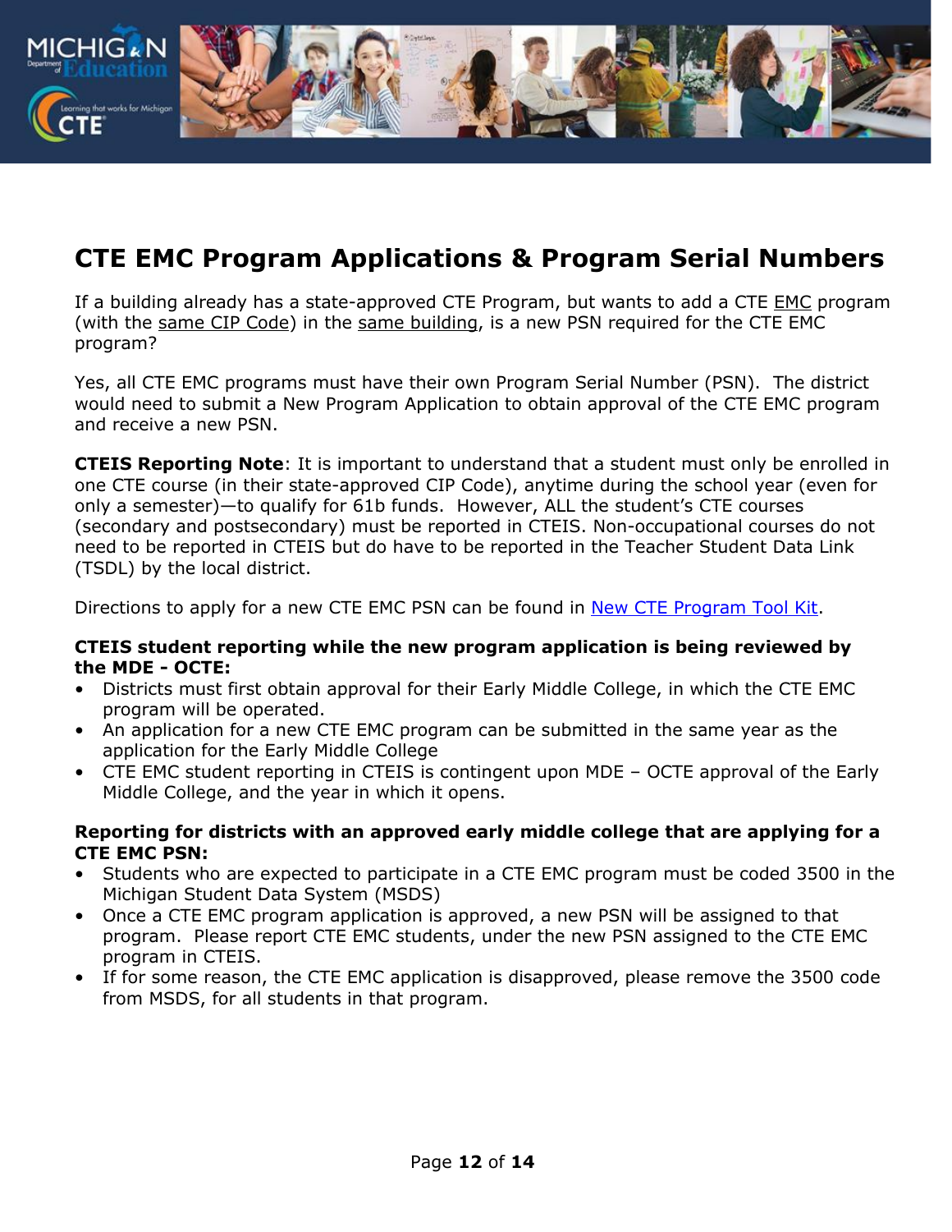# CTE EMC Program Applications & Program Serial Numbers

If a building already has a state-approved CTE Program, but wants to add a CTE EMC program (with the same CIP Code) in the same building, is a new PSN required for the CTE EMC program?

Yes, all CTE EMC programs must have their own Program Serial Number (PSN). The district would need to submit a New Program Application to obtain approval of the CTE EMC program and receive a new PSN.

**CTEIS Reporting Note**: It is important to understand that a student must only be enrolled in one CTE course (in their state-approved CIP Code), anytime during the school year (even for only a semester)—to qualify for 61b funds. However, ALL the student's CTE courses (secondary and postsecondary) must be reported in CTEIS. Non-occupational courses do not need to be reported in CTEIS but do have to be reported in the Teacher Student Data Link (TSDL) by the local district.

Directions to apply for a new CTE EMC PSN can be found in [New CTE Program Tool Kit](#).

**CTEIS student reporting while the new program application is being reviewed by the MDE - OCTE:**

- Districts must first obtain approval for their Early Middle College, in which the CTE EMC program will be operated.
- An application for a new CTE EMC program can be submitted in the same year as the application for the Early Middle College
- CTE EMC student reporting in CTEIS is contingent upon MDE – OCTE approval of the Early Middle College, and the year in which it opens.

**Reporting for districts with an approved early middle college that are applying for a CTE EMC PSN:**

- Students who are expected to participate in a CTE EMC program must be coded 3500 in the Michigan Student Data System (MSDS)
- Once a CTE EMC program application is approved, a new PSN will be assigned to that program. Please report CTE EMC students, under the new PSN assigned to the CTE EMC program in CTEIS.
- If for some reason, the CTE EMC application is disapproved, please remove the 3500 code from MSDS, for all students in that program.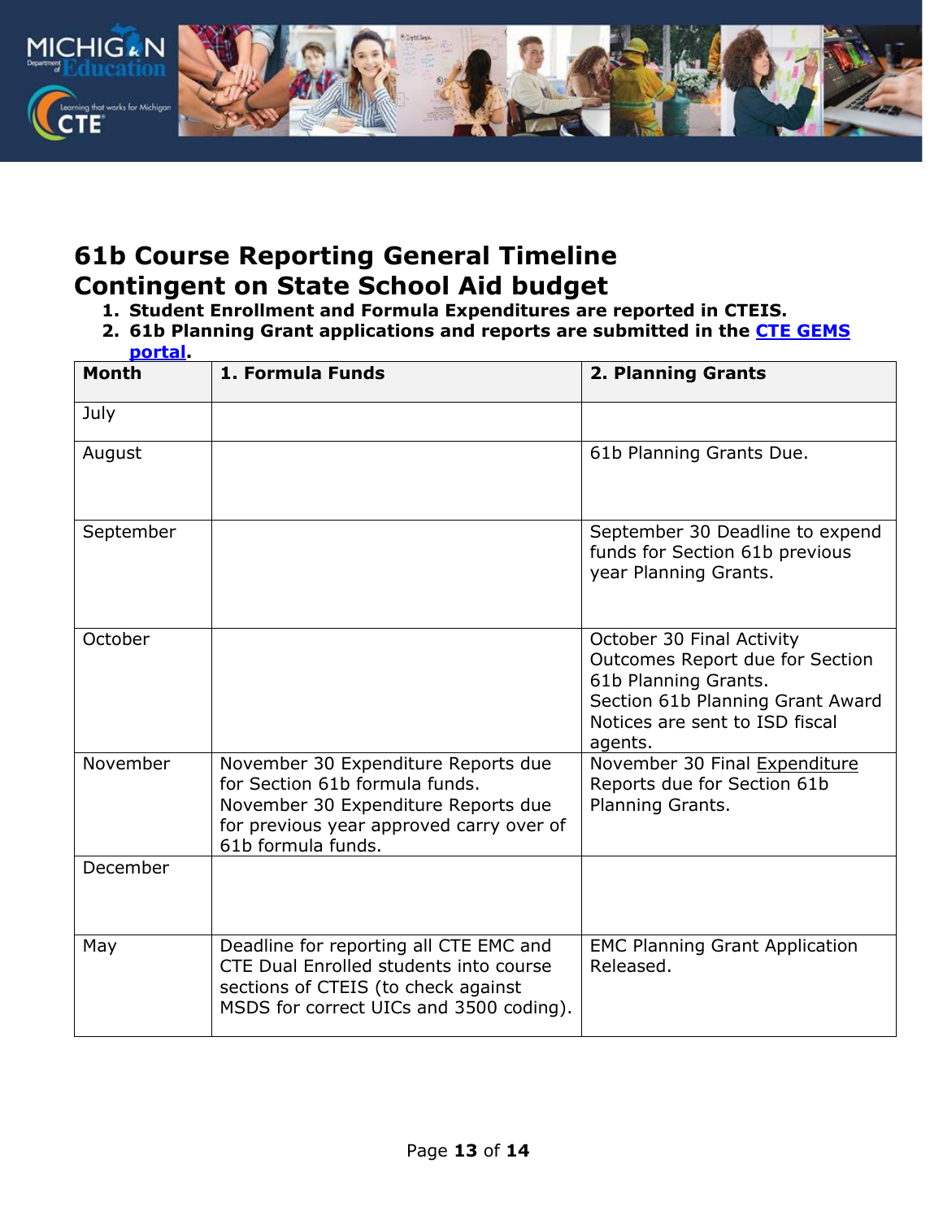# 61b Course Reporting General Timeline
# Contingent on State School Aid budget

1. **Student Enrollment and Formula Expenditures are reported in CTEIS.**
2. **61b Planning Grant applications and reports are submitted in the CTE GEMS portal.**

| Month | 1. Formula Funds | 2. Planning Grants |
|---|---|---|
| July | | |
| August | | 61b Planning Grants Due. |
| September | | September 30 Deadline to expend funds for Section 61b previous year Planning Grants. |
| October | | October 30 Final Activity Outcomes Report due for Section 61b Planning Grants. Section 61b Planning Grant Award Notices are sent to ISD fiscal agents. |
| November | November 30 Expenditure Reports due for Section 61b formula funds. November 30 Expenditure Reports due for previous year approved carry over of 61b formula funds. | November 30 Final Expenditure Reports due for Section 61b Planning Grants. |
| December | | |
| May | Deadline for reporting all CTE EMC and CTE Dual Enrolled students into course sections of CTEIS (to check against MSDS for correct UICs and 3500 coding). | EMC Planning Grant Application Released. |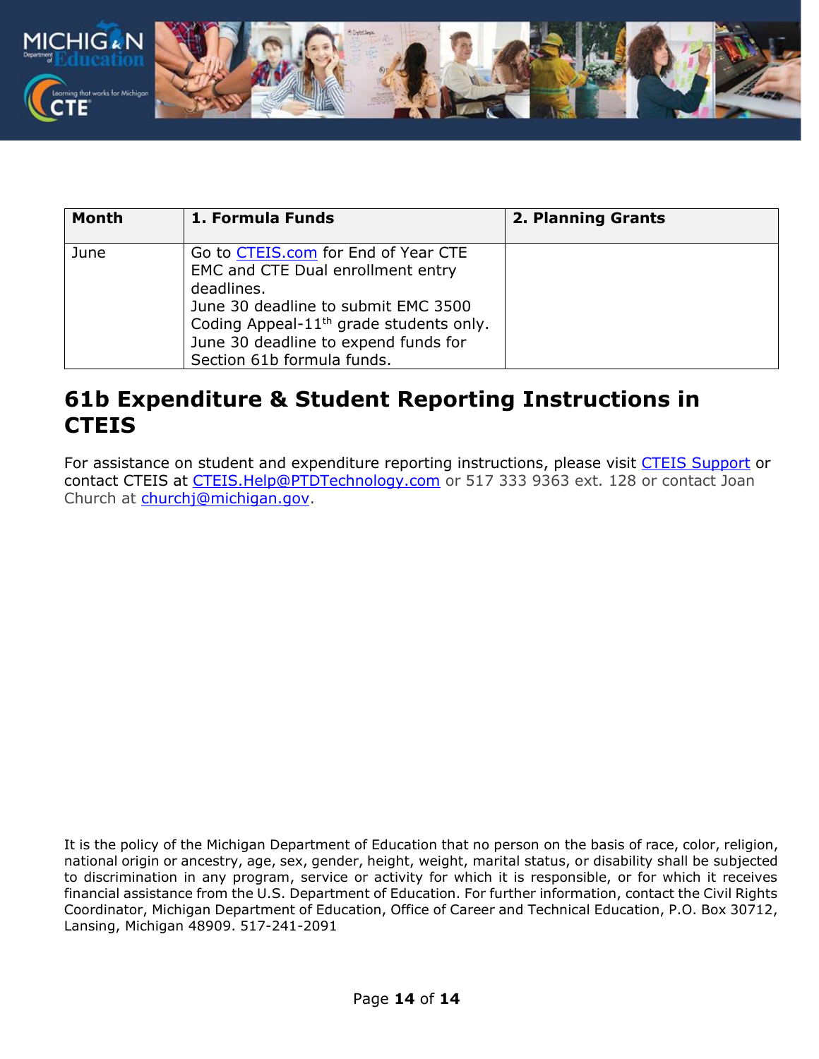| Month | 1. Formula Funds | 2. Planning Grants |
|---|---|---|
| June | Go to CTEIS.com for End of Year CTE EMC and CTE Dual enrollment entry deadlines.<br>June 30 deadline to submit EMC 3500 Coding Appeal-11th grade students only.<br>June 30 deadline to expend funds for Section 61b formula funds. | |

## 61b Expenditure & Student Reporting Instructions in CTEIS

For assistance on student and expenditure reporting instructions, please visit CTEIS Support or contact CTEIS at CTEIS.Help@PTDTechnology.com or 517 333 9363 ext. 128 or contact Joan Church at churchj@michigan.gov.

It is the policy of the Michigan Department of Education that no person on the basis of race, color, religion, national origin or ancestry, age, sex, gender, height, weight, marital status, or disability shall be subjected to discrimination in any program, service or activity for which it is responsible, or for which it receives financial assistance from the U.S. Department of Education. For further information, contact the Civil Rights Coordinator, Michigan Department of Education, Office of Career and Technical Education, P.O. Box 30712, Lansing, Michigan 48909. 517-241-2091